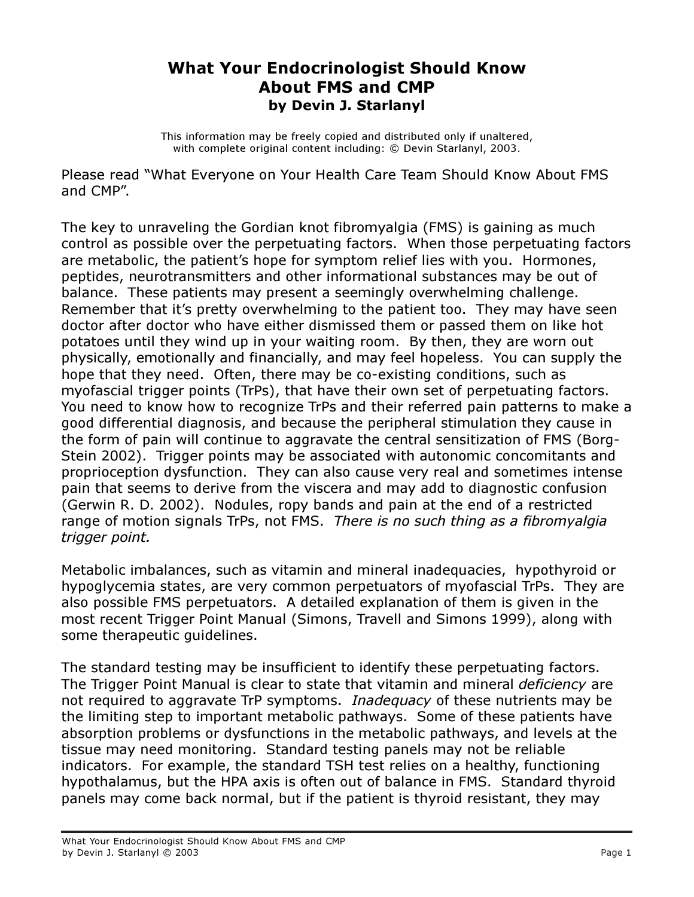# What Your Endocrinologist Should Know About FMS and CMP

**by Devin J. Starlanyl**

This information may be freely copied and distributed only if unaltered, with complete original content including: © Devin Starlanyl, 2003.

Please read "What Everyone on Your Health Care Team Should Know About FMS and CMP".

The key to unraveling the Gordian knot fibromyalgia (FMS) is gaining as much control as possible over the perpetuating factors. When those perpetuating factors are metabolic, the patient's hope for symptom relief lies with you. Hormones, peptides, neurotransmitters and other informational substances may be out of balance. These patients may present a seemingly overwhelming challenge. Remember that it's pretty overwhelming to the patient too. They may have seen doctor after doctor who have either dismissed them or passed them on like hot potatoes until they wind up in your waiting room. By then, they are worn out physically, emotionally and financially, and may feel hopeless. You can supply the hope that they need. Often, there may be co-existing conditions, such as myofascial trigger points (TrPs), that have their own set of perpetuating factors. You need to know how to recognize TrPs and their referred pain patterns to make a good differential diagnosis, and because the peripheral stimulation they cause in the form of pain will continue to aggravate the central sensitization of FMS (Borg-Stein 2002). Trigger points may be associated with autonomic concomitants and proprioception dysfunction. They can also cause very real and sometimes intense pain that seems to derive from the viscera and may add to diagnostic confusion (Gerwin R. D. 2002). Nodules, ropy bands and pain at the end of a restricted range of motion signals TrPs, not FMS. *There is no such thing as a fibromyalgia trigger point.*

Metabolic imbalances, such as vitamin and mineral inadequacies, hypothyroid or hypoglycemia states, are very common perpetuators of myofascial TrPs. They are also possible FMS perpetuators. A detailed explanation of them is given in the most recent Trigger Point Manual (Simons, Travell and Simons 1999), along with some therapeutic guidelines.

The standard testing may be insufficient to identify these perpetuating factors. The Trigger Point Manual is clear to state that vitamin and mineral *deficiency* are not required to aggravate TrP symptoms. *Inadequacy* of these nutrients may be the limiting step to important metabolic pathways. Some of these patients have absorption problems or dysfunctions in the metabolic pathways, and levels at the tissue may need monitoring. Standard testing panels may not be reliable indicators. For example, the standard TSH test relies on a healthy, functioning hypothalamus, but the HPA axis is often out of balance in FMS. Standard thyroid panels may come back normal, but if the patient is thyroid resistant, they may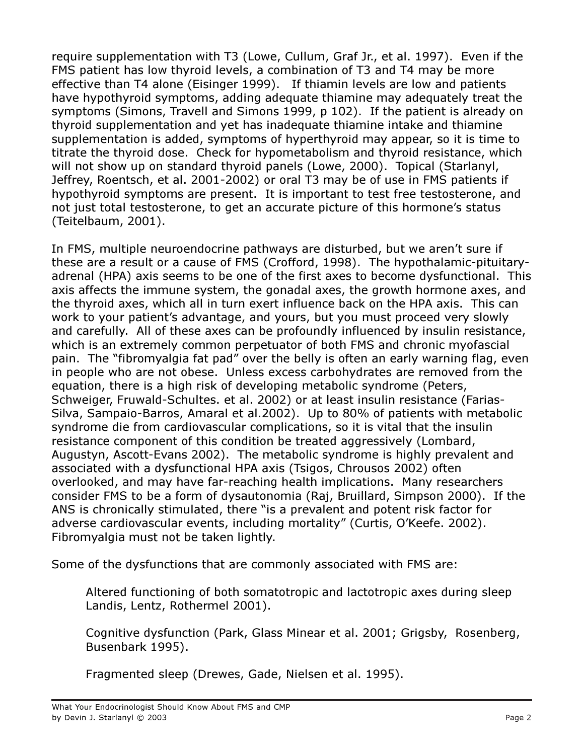require supplementation with T3 (Lowe, Cullum, Graf Jr., et al. 1997). Even if the FMS patient has low thyroid levels, a combination of T3 and T4 may be more effective than T4 alone (Eisinger 1999). If thiamin levels are low and patients have hypothyroid symptoms, adding adequate thiamine may adequately treat the symptoms (Simons, Travell and Simons 1999, p 102). If the patient is already on thyroid supplementation and yet has inadequate thiamine intake and thiamine supplementation is added, symptoms of hyperthyroid may appear, so it is time to titrate the thyroid dose. Check for hypometabolism and thyroid resistance, which will not show up on standard thyroid panels (Lowe, 2000). Topical (Starlanyl, Jeffrey, Roentsch, et al. 2001-2002) or oral T3 may be of use in FMS patients if hypothyroid symptoms are present. It is important to test free testosterone, and not just total testosterone, to get an accurate picture of this hormone's status (Teitelbaum, 2001).

In FMS, multiple neuroendocrine pathways are disturbed, but we aren't sure if these are a result or a cause of FMS (Crofford, 1998). The hypothalamic-pituitary-adrenal (HPA) axis seems to be one of the first axes to become dysfunctional. This axis affects the immune system, the gonadal axes, the growth hormone axes, and the thyroid axes, which all in turn exert influence back on the HPA axis. This can work to your patient's advantage, and yours, but you must proceed very slowly and carefully. All of these axes can be profoundly influenced by insulin resistance, which is an extremely common perpetuator of both FMS and chronic myofascial pain. The "fibromyalgia fat pad" over the belly is often an early warning flag, even in people who are not obese. Unless excess carbohydrates are removed from the equation, there is a high risk of developing metabolic syndrome (Peters, Schweiger, Fruwald-Schultes. et al. 2002) or at least insulin resistance (Farias-Silva, Sampaio-Barros, Amaral et al.2002). Up to 80% of patients with metabolic syndrome die from cardiovascular complications, so it is vital that the insulin resistance component of this condition be treated aggressively (Lombard, Augustyn, Ascott-Evans 2002). The metabolic syndrome is highly prevalent and associated with a dysfunctional HPA axis (Tsigos, Chrousos 2002) often overlooked, and may have far-reaching health implications. Many researchers consider FMS to be a form of dysautonomia (Raj, Bruillard, Simpson 2000). If the ANS is chronically stimulated, there "is a prevalent and potent risk factor for adverse cardiovascular events, including mortality" (Curtis, O'Keefe. 2002). Fibromyalgia must not be taken lightly.

Some of the dysfunctions that are commonly associated with FMS are:

Altered functioning of both somatotropic and lactotropic axes during sleep Landis, Lentz, Rothermel 2001).

Cognitive dysfunction (Park, Glass Minear et al. 2001; Grigsby, Rosenberg, Busenbark 1995).

Fragmented sleep (Drewes, Gade, Nielsen et al. 1995).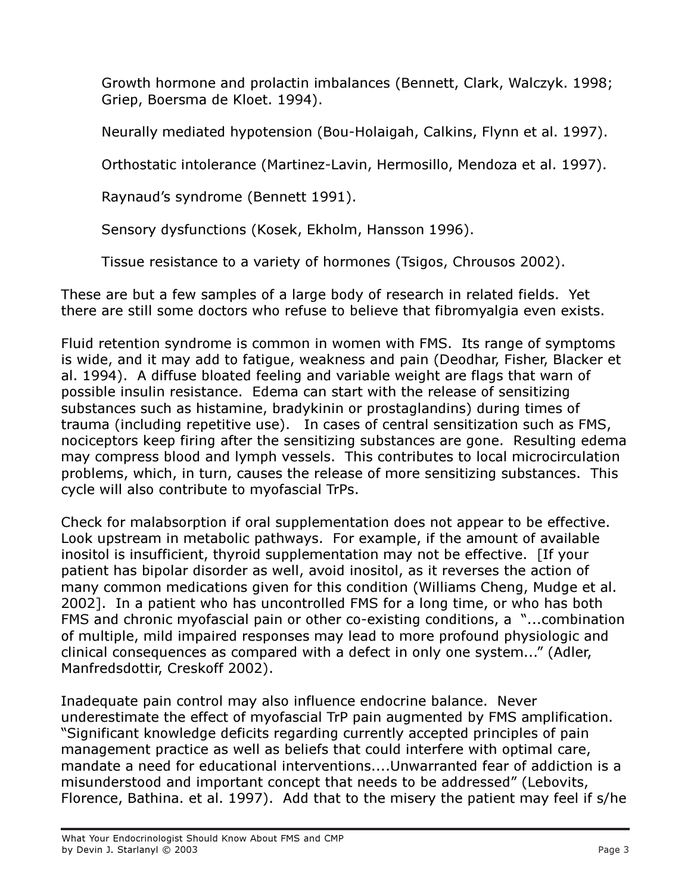Growth hormone and prolactin imbalances (Bennett, Clark, Walczyk. 1998; Griep, Boersma de Kloet. 1994).

Neurally mediated hypotension (Bou-Holaigah, Calkins, Flynn et al. 1997).

Orthostatic intolerance (Martinez-Lavin, Hermosillo, Mendoza et al. 1997).

Raynaud's syndrome (Bennett 1991).

Sensory dysfunctions (Kosek, Ekholm, Hansson 1996).

Tissue resistance to a variety of hormones (Tsigos, Chrousos 2002).

These are but a few samples of a large body of research in related fields. Yet there are still some doctors who refuse to believe that fibromyalgia even exists.

Fluid retention syndrome is common in women with FMS. Its range of symptoms is wide, and it may add to fatigue, weakness and pain (Deodhar, Fisher, Blacker et al. 1994). A diffuse bloated feeling and variable weight are flags that warn of possible insulin resistance. Edema can start with the release of sensitizing substances such as histamine, bradykinin or prostaglandins) during times of trauma (including repetitive use). In cases of central sensitization such as FMS, nociceptors keep firing after the sensitizing substances are gone. Resulting edema may compress blood and lymph vessels. This contributes to local microcirculation problems, which, in turn, causes the release of more sensitizing substances. This cycle will also contribute to myofascial TrPs.

Check for malabsorption if oral supplementation does not appear to be effective. Look upstream in metabolic pathways. For example, if the amount of available inositol is insufficient, thyroid supplementation may not be effective. [If your patient has bipolar disorder as well, avoid inositol, as it reverses the action of many common medications given for this condition (Williams Cheng, Mudge et al. 2002]. In a patient who has uncontrolled FMS for a long time, or who has both FMS and chronic myofascial pain or other co-existing conditions, a "...combination of multiple, mild impaired responses may lead to more profound physiologic and clinical consequences as compared with a defect in only one system..." (Adler, Manfredsdottir, Creskoff 2002).

Inadequate pain control may also influence endocrine balance. Never underestimate the effect of myofascial TrP pain augmented by FMS amplification. "Significant knowledge deficits regarding currently accepted principles of pain management practice as well as beliefs that could interfere with optimal care, mandate a need for educational interventions....Unwarranted fear of addiction is a misunderstood and important concept that needs to be addressed" (Lebovits, Florence, Bathina. et al. 1997). Add that to the misery the patient may feel if s/he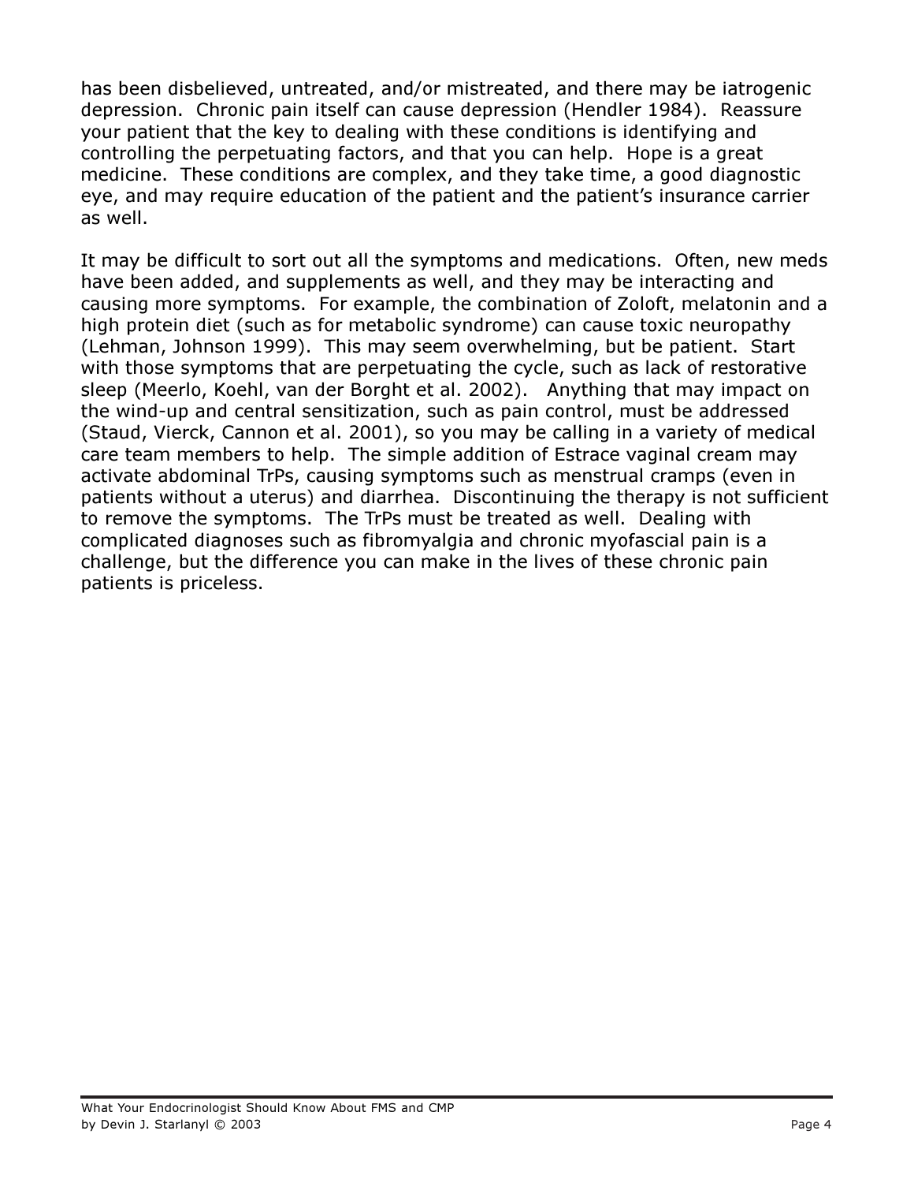has been disbelieved, untreated, and/or mistreated, and there may be iatrogenic depression. Chronic pain itself can cause depression (Hendler 1984). Reassure your patient that the key to dealing with these conditions is identifying and controlling the perpetuating factors, and that you can help. Hope is a great medicine. These conditions are complex, and they take time, a good diagnostic eye, and may require education of the patient and the patient's insurance carrier as well.

It may be difficult to sort out all the symptoms and medications. Often, new meds have been added, and supplements as well, and they may be interacting and causing more symptoms. For example, the combination of Zoloft, melatonin and a high protein diet (such as for metabolic syndrome) can cause toxic neuropathy (Lehman, Johnson 1999). This may seem overwhelming, but be patient. Start with those symptoms that are perpetuating the cycle, such as lack of restorative sleep (Meerlo, Koehl, van der Borght et al. 2002). Anything that may impact on the wind-up and central sensitization, such as pain control, must be addressed (Staud, Vierck, Cannon et al. 2001), so you may be calling in a variety of medical care team members to help. The simple addition of Estrace vaginal cream may activate abdominal TrPs, causing symptoms such as menstrual cramps (even in patients without a uterus) and diarrhea. Discontinuing the therapy is not sufficient to remove the symptoms. The TrPs must be treated as well. Dealing with complicated diagnoses such as fibromyalgia and chronic myofascial pain is a challenge, but the difference you can make in the lives of these chronic pain patients is priceless.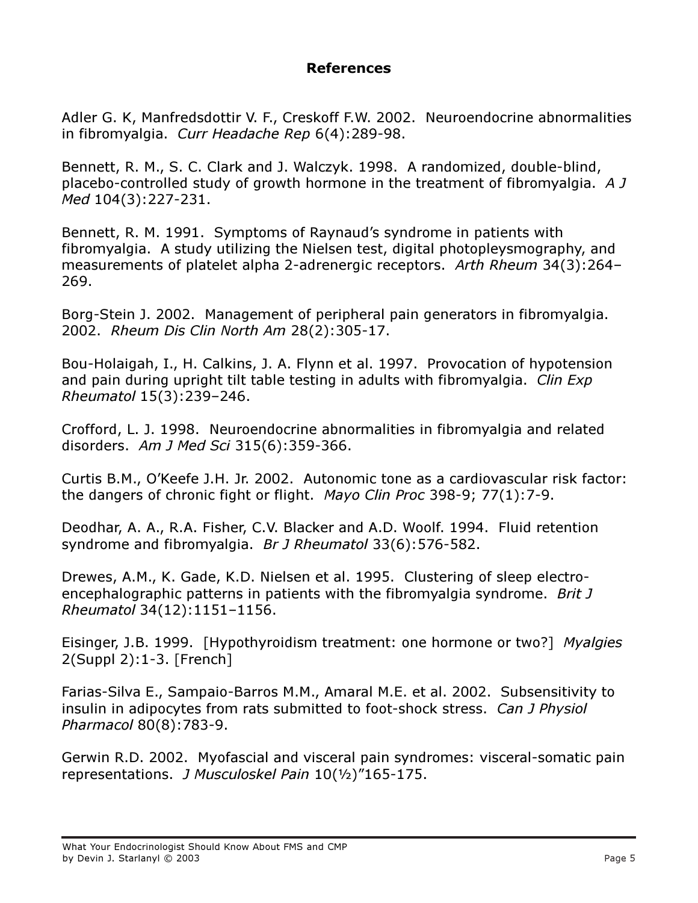## References

Adler G. K, Manfredsdottir V. F., Creskoff F.W. 2002. Neuroendocrine abnormalities in fibromyalgia. *Curr Headache Rep* 6(4):289-98.

Bennett, R. M., S. C. Clark and J. Walczyk. 1998. A randomized, double-blind, placebo-controlled study of growth hormone in the treatment of fibromyalgia. *A J Med* 104(3):227-231.

Bennett, R. M. 1991. Symptoms of Raynaud's syndrome in patients with fibromyalgia. A study utilizing the Nielsen test, digital photopleysmography, and measurements of platelet alpha 2-adrenergic receptors. *Arth Rheum* 34(3):264–269.

Borg-Stein J. 2002. Management of peripheral pain generators in fibromyalgia. 2002. *Rheum Dis Clin North Am* 28(2):305-17.

Bou-Holaigah, I., H. Calkins, J. A. Flynn et al. 1997. Provocation of hypotension and pain during upright tilt table testing in adults with fibromyalgia. *Clin Exp Rheumatol* 15(3):239–246.

Crofford, L. J. 1998. Neuroendocrine abnormalities in fibromyalgia and related disorders. *Am J Med Sci* 315(6):359-366.

Curtis B.M., O'Keefe J.H. Jr. 2002. Autonomic tone as a cardiovascular risk factor: the dangers of chronic fight or flight. *Mayo Clin Proc* 398-9; 77(1):7-9.

Deodhar, A. A., R.A. Fisher, C.V. Blacker and A.D. Woolf. 1994. Fluid retention syndrome and fibromyalgia. *Br J Rheumatol* 33(6):576-582.

Drewes, A.M., K. Gade, K.D. Nielsen et al. 1995. Clustering of sleep electro-encephalographic patterns in patients with the fibromyalgia syndrome. *Brit J Rheumatol* 34(12):1151–1156.

Eisinger, J.B. 1999. [Hypothyroidism treatment: one hormone or two?] *Myalgies* 2(Suppl 2):1-3. [French]

Farias-Silva E., Sampaio-Barros M.M., Amaral M.E. et al. 2002. Subsensitivity to insulin in adipocytes from rats submitted to foot-shock stress. *Can J Physiol Pharmacol* 80(8):783-9.

Gerwin R.D. 2002. Myofascial and visceral pain syndromes: visceral-somatic pain representations. *J Musculoskel Pain* 10(½)"165-175.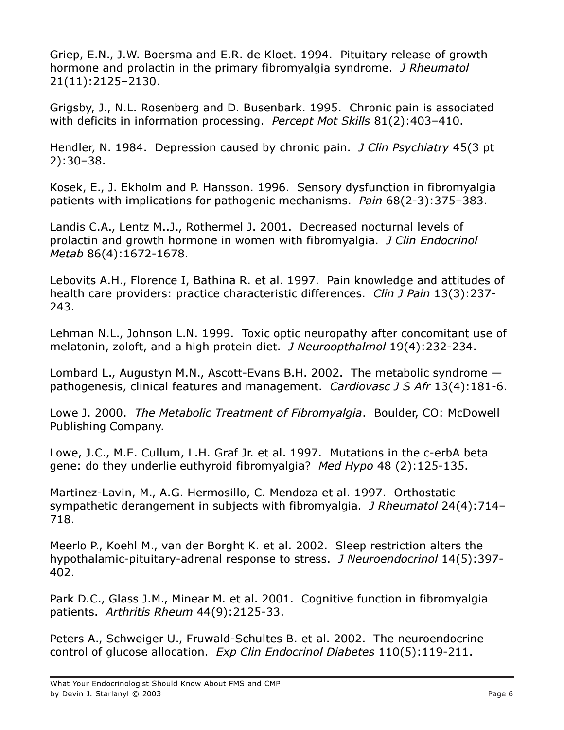Griep, E.N., J.W. Boersma and E.R. de Kloet. 1994. Pituitary release of growth hormone and prolactin in the primary fibromyalgia syndrome. *J Rheumatol* 21(11):2125–2130.

Grigsby, J., N.L. Rosenberg and D. Busenbark. 1995. Chronic pain is associated with deficits in information processing. *Percept Mot Skills* 81(2):403–410.

Hendler, N. 1984. Depression caused by chronic pain. *J Clin Psychiatry* 45(3 pt 2):30–38.

Kosek, E., J. Ekholm and P. Hansson. 1996. Sensory dysfunction in fibromyalgia patients with implications for pathogenic mechanisms. *Pain* 68(2-3):375–383.

Landis C.A., Lentz M..J., Rothermel J. 2001. Decreased nocturnal levels of prolactin and growth hormone in women with fibromyalgia. *J Clin Endocrinol Metab* 86(4):1672-1678.

Lebovits A.H., Florence I, Bathina R. et al. 1997. Pain knowledge and attitudes of health care providers: practice characteristic differences. *Clin J Pain* 13(3):237-243.

Lehman N.L., Johnson L.N. 1999. Toxic optic neuropathy after concomitant use of melatonin, zoloft, and a high protein diet. *J Neuroopthalmol* 19(4):232-234.

Lombard L., Augustyn M.N., Ascott-Evans B.H. 2002. The metabolic syndrome — pathogenesis, clinical features and management. *Cardiovasc J S Afr* 13(4):181-6.

Lowe J. 2000. *The Metabolic Treatment of Fibromyalgia*. Boulder, CO: McDowell Publishing Company.

Lowe, J.C., M.E. Cullum, L.H. Graf Jr. et al. 1997. Mutations in the c-erbA beta gene: do they underlie euthyroid fibromyalgia? *Med Hypo* 48 (2):125-135.

Martinez-Lavin, M., A.G. Hermosillo, C. Mendoza et al. 1997. Orthostatic sympathetic derangement in subjects with fibromyalgia. *J Rheumatol* 24(4):714–718.

Meerlo P., Koehl M., van der Borght K. et al. 2002. Sleep restriction alters the hypothalamic-pituitary-adrenal response to stress. *J Neuroendocrinol* 14(5):397-402.

Park D.C., Glass J.M., Minear M. et al. 2001. Cognitive function in fibromyalgia patients. *Arthritis Rheum* 44(9):2125-33.

Peters A., Schweiger U., Fruwald-Schultes B. et al. 2002. The neuroendocrine control of glucose allocation. *Exp Clin Endocrinol Diabetes* 110(5):119-211.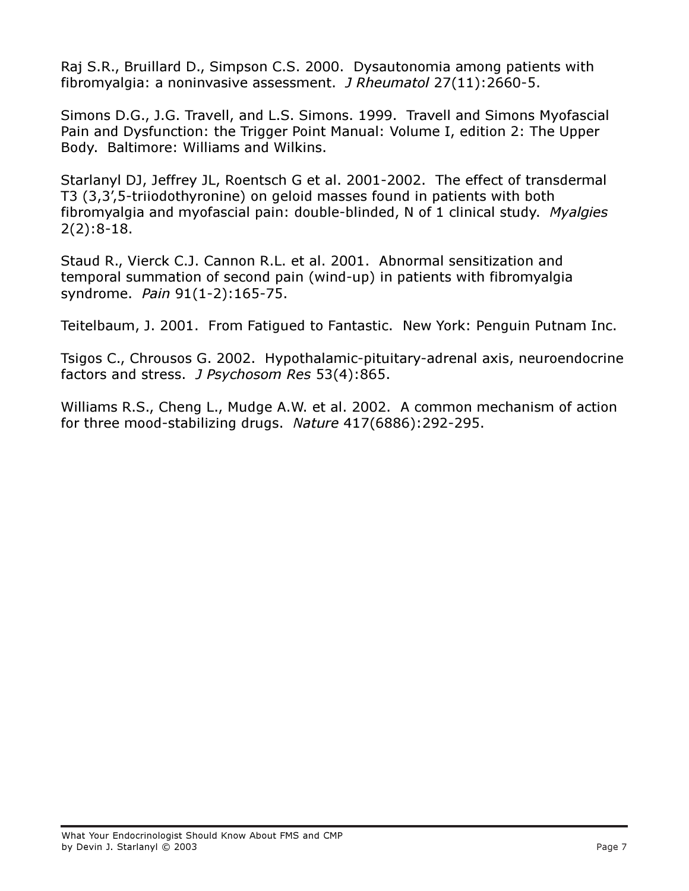Raj S.R., Bruillard D., Simpson C.S. 2000. Dysautonomia among patients with fibromyalgia: a noninvasive assessment. *J Rheumatol* 27(11):2660-5.

Simons D.G., J.G. Travell, and L.S. Simons. 1999. Travell and Simons Myofascial Pain and Dysfunction: the Trigger Point Manual: Volume I, edition 2: The Upper Body. Baltimore: Williams and Wilkins.

Starlanyl DJ, Jeffrey JL, Roentsch G et al. 2001-2002. The effect of transdermal T3 (3,3',5-triiodothyronine) on geloid masses found in patients with both fibromyalgia and myofascial pain: double-blinded, N of 1 clinical study. *Myalgies* 2(2):8-18.

Staud R., Vierck C.J. Cannon R.L. et al. 2001. Abnormal sensitization and temporal summation of second pain (wind-up) in patients with fibromyalgia syndrome. *Pain* 91(1-2):165-75.

Teitelbaum, J. 2001. From Fatigued to Fantastic. New York: Penguin Putnam Inc.

Tsigos C., Chrousos G. 2002. Hypothalamic-pituitary-adrenal axis, neuroendocrine factors and stress. *J Psychosom Res* 53(4):865.

Williams R.S., Cheng L., Mudge A.W. et al. 2002. A common mechanism of action for three mood-stabilizing drugs. *Nature* 417(6886):292-295.